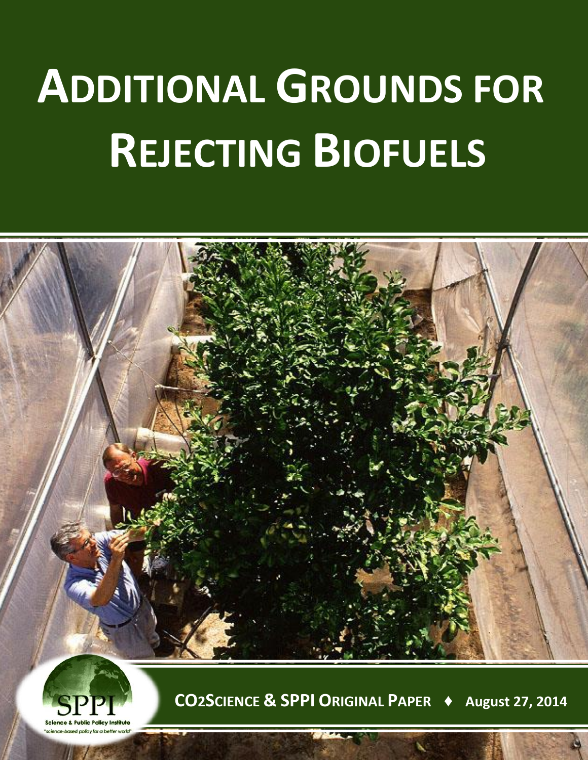# ADDITIONAL GROUNDS FOR REJECTING BIOFUELS

SPPI

Science & Public Policy Institute

"science-based policy for a better world"

**CO2SCIENCE & SPPI ORIGINAL PAPER ♦ August 27, 2014**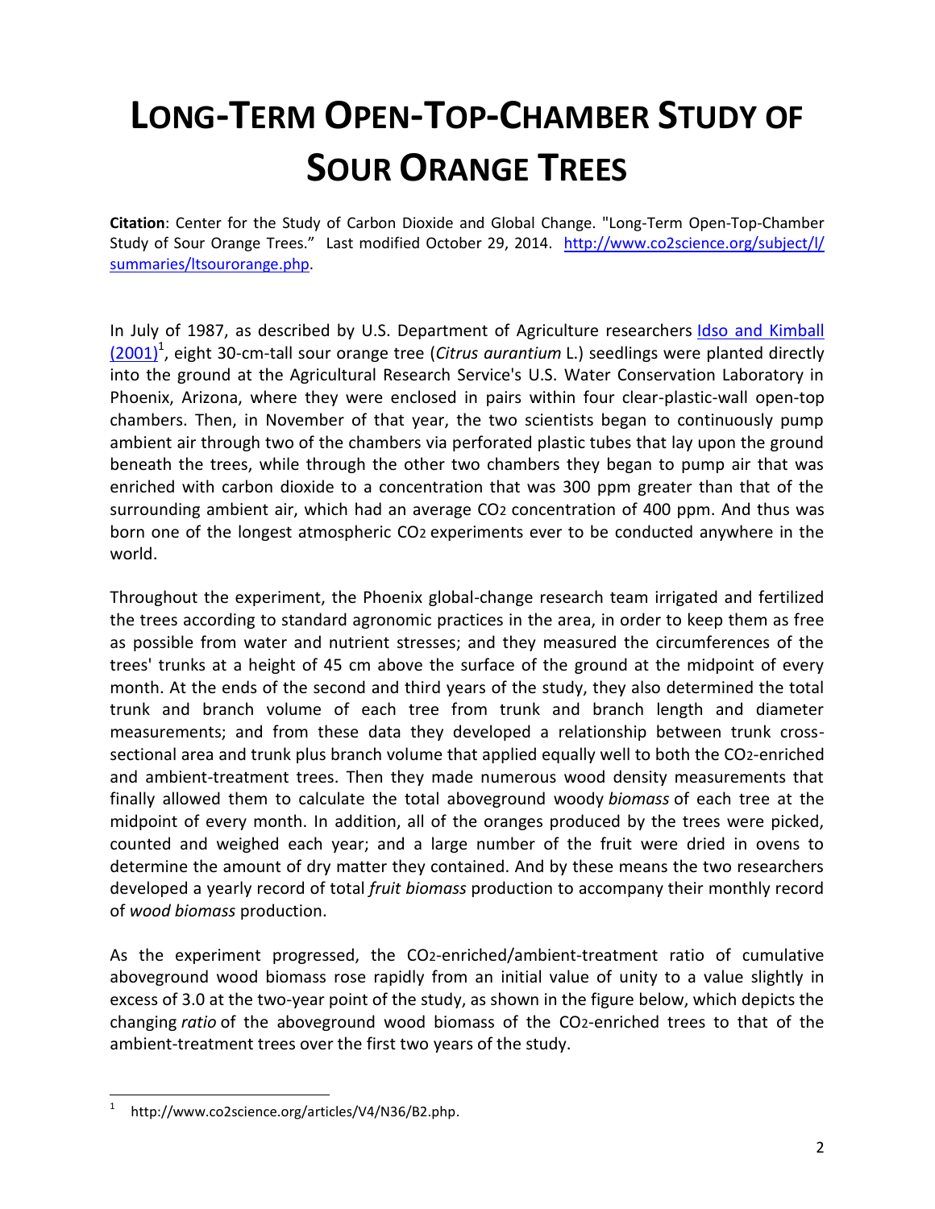# LONG-TERM OPEN-TOP-CHAMBER STUDY OF SOUR ORANGE TREES

**Citation**: Center for the Study of Carbon Dioxide and Global Change. "Long-Term Open-Top-Chamber Study of Sour Orange Trees." Last modified October 29, 2014. http://www.co2science.org/subject/l/summaries/ltsourorange.php.

In July of 1987, as described by U.S. Department of Agriculture researchers Idso and Kimball (2001)[1], eight 30-cm-tall sour orange tree (*Citrus aurantium* L.) seedlings were planted directly into the ground at the Agricultural Research Service's U.S. Water Conservation Laboratory in Phoenix, Arizona, where they were enclosed in pairs within four clear-plastic-wall open-top chambers. Then, in November of that year, the two scientists began to continuously pump ambient air through two of the chambers via perforated plastic tubes that lay upon the ground beneath the trees, while through the other two chambers they began to pump air that was enriched with carbon dioxide to a concentration that was 300 ppm greater than that of the surrounding ambient air, which had an average $CO_2$ concentration of 400 ppm. And thus was born one of the longest atmospheric $CO_2$ experiments ever to be conducted anywhere in the world.

Throughout the experiment, the Phoenix global-change research team irrigated and fertilized the trees according to standard agronomic practices in the area, in order to keep them as free as possible from water and nutrient stresses; and they measured the circumferences of the trees' trunks at a height of 45 cm above the surface of the ground at the midpoint of every month. At the ends of the second and third years of the study, they also determined the total trunk and branch volume of each tree from trunk and branch length and diameter measurements; and from these data they developed a relationship between trunk cross-sectional area and trunk plus branch volume that applied equally well to both the $CO_2$-enriched and ambient-treatment trees. Then they made numerous wood density measurements that finally allowed them to calculate the total aboveground woody *biomass* of each tree at the midpoint of every month. In addition, all of the oranges produced by the trees were picked, counted and weighed each year; and a large number of the fruit were dried in ovens to determine the amount of dry matter they contained. And by these means the two researchers developed a yearly record of total *fruit biomass* production to accompany their monthly record of *wood biomass* production.

As the experiment progressed, the $CO_2$-enriched/ambient-treatment ratio of cumulative aboveground wood biomass rose rapidly from an initial value of unity to a value slightly in excess of 3.0 at the two-year point of the study, as shown in the figure below, which depicts the changing *ratio* of the aboveground wood biomass of the $CO_2$-enriched trees to that of the ambient-treatment trees over the first two years of the study.

[1] http://www.co2science.org/articles/V4/N36/B2.php.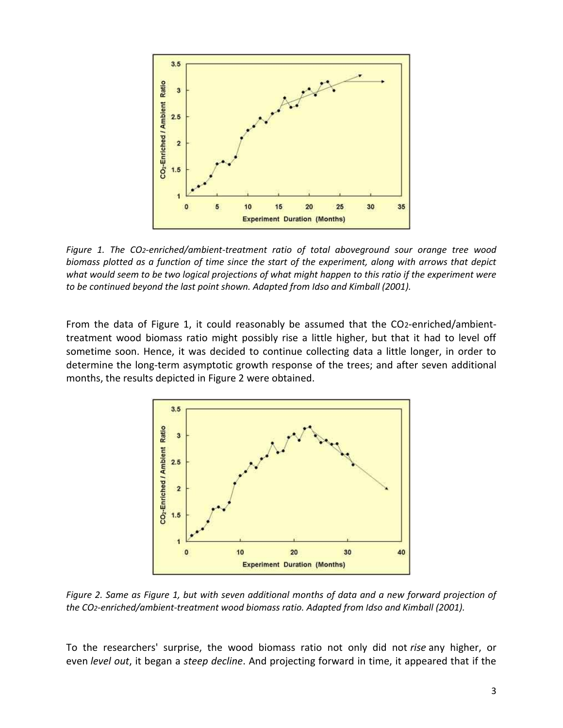*Figure 1. The $CO_2$-enriched/ambient-treatment ratio of total aboveground sour orange tree wood biomass plotted as a function of time since the start of the experiment, along with arrows that depict what would seem to be two logical projections of what might happen to this ratio if the experiment were to be continued beyond the last point shown. Adapted from Idso and Kimball (2001).*

From the data of Figure 1, it could reasonably be assumed that the $CO_2$-enriched/ambient-treatment wood biomass ratio might possibly rise a little higher, but that it had to level off sometime soon. Hence, it was decided to continue collecting data a little longer, in order to determine the long-term asymptotic growth response of the trees; and after seven additional months, the results depicted in Figure 2 were obtained.

*Figure 2. Same as Figure 1, but with seven additional months of data and a new forward projection of the $CO_2$-enriched/ambient-treatment wood biomass ratio. Adapted from Idso and Kimball (2001).*

To the researchers' surprise, the wood biomass ratio not only did not *rise* any higher, or even *level out*, it began a *steep decline*. And projecting forward in time, it appeared that if the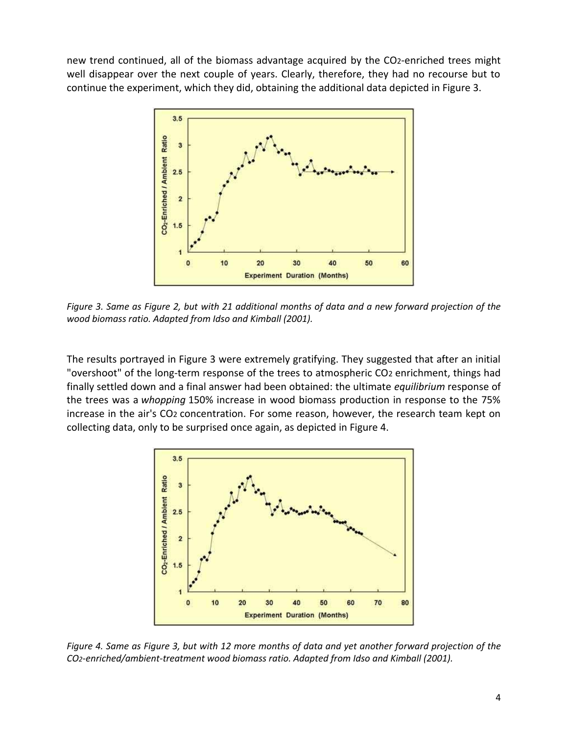new trend continued, all of the biomass advantage acquired by the $CO_2$-enriched trees might well disappear over the next couple of years. Clearly, therefore, they had no recourse but to continue the experiment, which they did, obtaining the additional data depicted in Figure 3.

*Figure 3. Same as Figure 2, but with 21 additional months of data and a new forward projection of the wood biomass ratio. Adapted from Idso and Kimball (2001).*

The results portrayed in Figure 3 were extremely gratifying. They suggested that after an initial "overshoot" of the long-term response of the trees to atmospheric $CO_2$ enrichment, things had finally settled down and a final answer had been obtained: the ultimate *equilibrium* response of the trees was a *whopping* 150% increase in wood biomass production in response to the 75% increase in the air's $CO_2$ concentration. For some reason, however, the research team kept on collecting data, only to be surprised once again, as depicted in Figure 4.

*Figure 4. Same as Figure 3, but with 12 more months of data and yet another forward projection of the $CO_2$-enriched/ambient-treatment wood biomass ratio. Adapted from Idso and Kimball (2001).*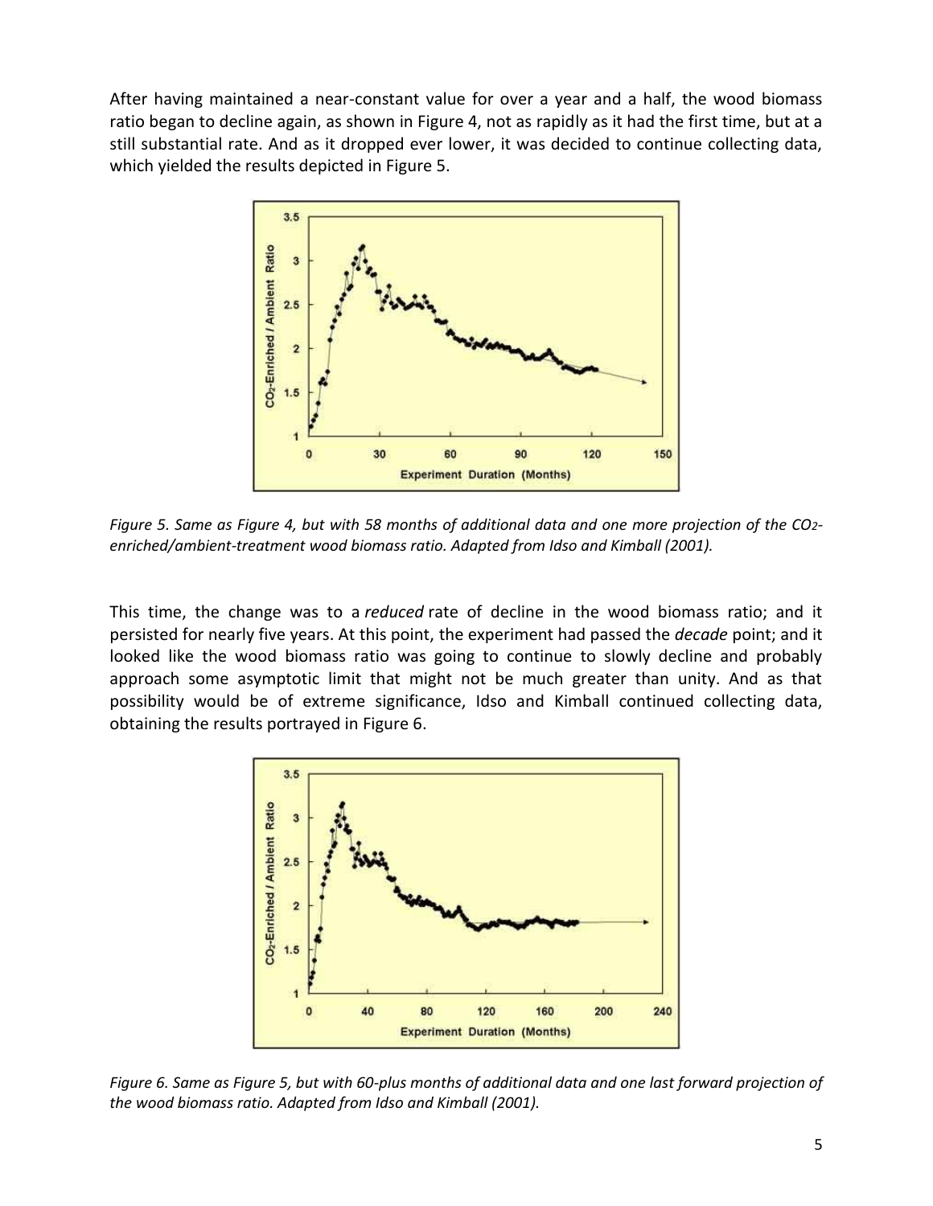After having maintained a near-constant value for over a year and a half, the wood biomass ratio began to decline again, as shown in Figure 4, not as rapidly as it had the first time, but at a still substantial rate. And as it dropped ever lower, it was decided to continue collecting data, which yielded the results depicted in Figure 5.

*Figure 5. Same as Figure 4, but with 58 months of additional data and one more projection of the $CO_2$-enriched/ambient-treatment wood biomass ratio. Adapted from Idso and Kimball (2001).*

This time, the change was to a *reduced* rate of decline in the wood biomass ratio; and it persisted for nearly five years. At this point, the experiment had passed the *decade* point; and it looked like the wood biomass ratio was going to continue to slowly decline and probably approach some asymptotic limit that might not be much greater than unity. And as that possibility would be of extreme significance, Idso and Kimball continued collecting data, obtaining the results portrayed in Figure 6.

*Figure 6. Same as Figure 5, but with 60-plus months of additional data and one last forward projection of the wood biomass ratio. Adapted from Idso and Kimball (2001).*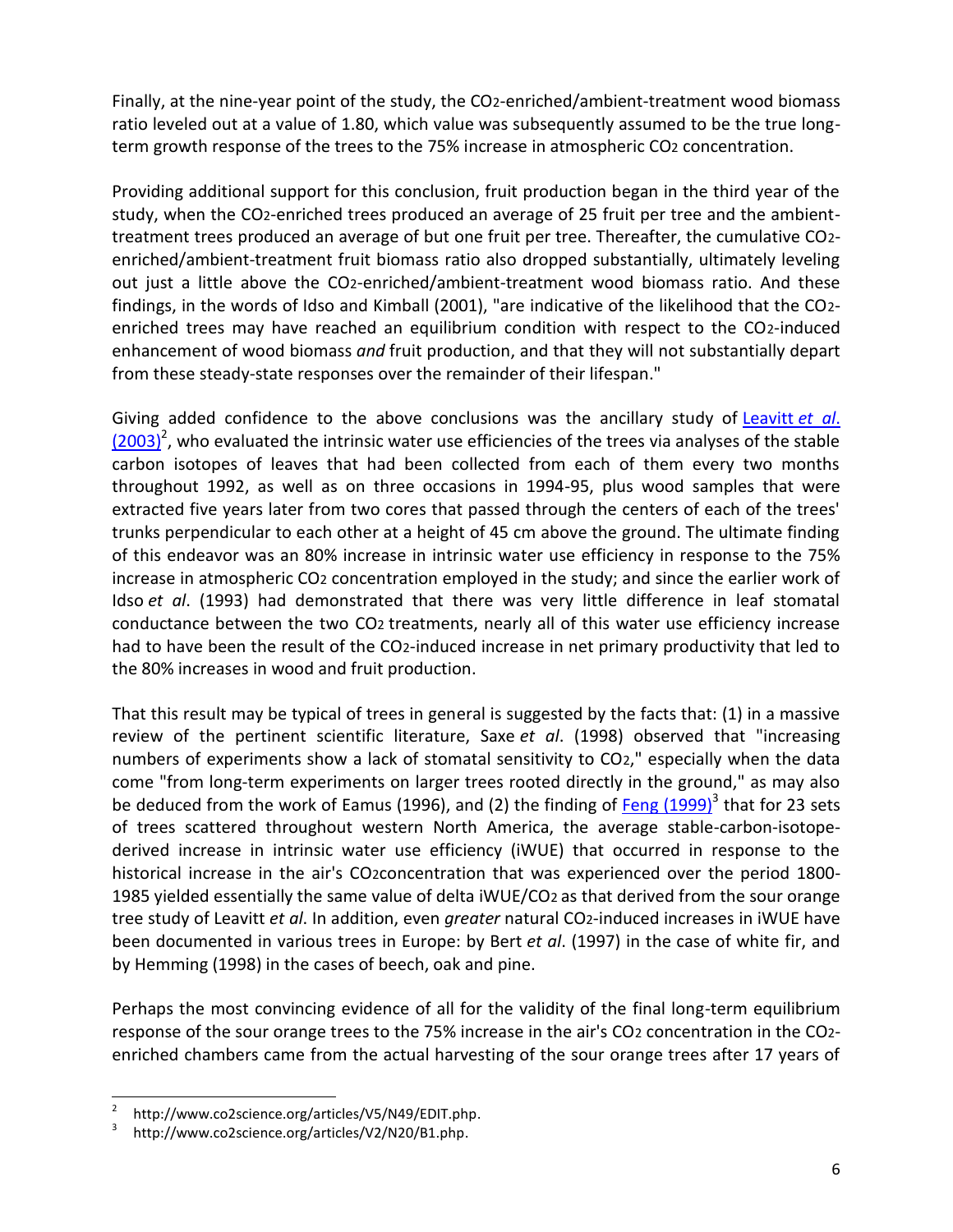Finally, at the nine-year point of the study, the $CO_2$-enriched/ambient-treatment wood biomass ratio leveled out at a value of 1.80, which value was subsequently assumed to be the true long-term growth response of the trees to the 75% increase in atmospheric $CO_2$ concentration.

Providing additional support for this conclusion, fruit production began in the third year of the study, when the $CO_2$-enriched trees produced an average of 25 fruit per tree and the ambient-treatment trees produced an average of but one fruit per tree. Thereafter, the cumulative $CO_2$-enriched/ambient-treatment fruit biomass ratio also dropped substantially, ultimately leveling out just a little above the $CO_2$-enriched/ambient-treatment wood biomass ratio. And these findings, in the words of Idso and Kimball (2001), "are indicative of the likelihood that the $CO_2$-enriched trees may have reached an equilibrium condition with respect to the $CO_2$-induced enhancement of wood biomass *and* fruit production, and that they will not substantially depart from these steady-state responses over the remainder of their lifespan."

Giving added confidence to the above conclusions was the ancillary study of Leavitt *et al*. (2003)[2], who evaluated the intrinsic water use efficiencies of the trees via analyses of the stable carbon isotopes of leaves that had been collected from each of them every two months throughout 1992, as well as on three occasions in 1994-95, plus wood samples that were extracted five years later from two cores that passed through the centers of each of the trees' trunks perpendicular to each other at a height of 45 cm above the ground. The ultimate finding of this endeavor was an 80% increase in intrinsic water use efficiency in response to the 75% increase in atmospheric $CO_2$ concentration employed in the study; and since the earlier work of Idso *et al*. (1993) had demonstrated that there was very little difference in leaf stomatal conductance between the two $CO_2$ treatments, nearly all of this water use efficiency increase had to have been the result of the $CO_2$-induced increase in net primary productivity that led to the 80% increases in wood and fruit production.

That this result may be typical of trees in general is suggested by the facts that: (1) in a massive review of the pertinent scientific literature, Saxe *et al*. (1998) observed that "increasing numbers of experiments show a lack of stomatal sensitivity to $CO_2$," especially when the data come "from long-term experiments on larger trees rooted directly in the ground," as may also be deduced from the work of Eamus (1996), and (2) the finding of Feng (1999)[3] that for 23 sets of trees scattered throughout western North America, the average stable-carbon-isotope-derived increase in intrinsic water use efficiency (iWUE) that occurred in response to the historical increase in the air's $CO_2$concentration that was experienced over the period 1800-1985 yielded essentially the same value of delta iWUE/$CO_2$ as that derived from the sour orange tree study of Leavitt *et al*. In addition, even *greater* natural $CO_2$-induced increases in iWUE have been documented in various trees in Europe: by Bert *et al*. (1997) in the case of white fir, and by Hemming (1998) in the cases of beech, oak and pine.

Perhaps the most convincing evidence of all for the validity of the final long-term equilibrium response of the sour orange trees to the 75% increase in the air's $CO_2$ concentration in the $CO_2$-enriched chambers came from the actual harvesting of the sour orange trees after 17 years of

---

[2] http://www.co2science.org/articles/V5/N49/EDIT.php.

[3] http://www.co2science.org/articles/V2/N20/B1.php.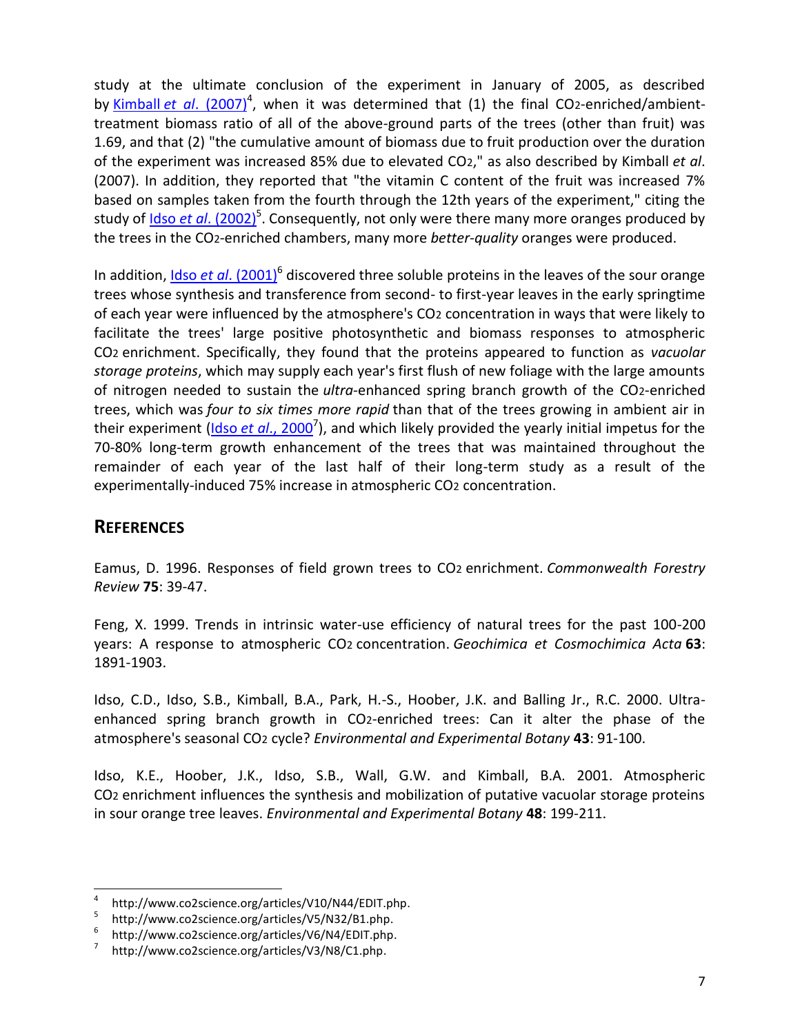study at the ultimate conclusion of the experiment in January of 2005, as described by Kimball *et al*. (2007)[4], when it was determined that (1) the final $CO_2$-enriched/ambient-treatment biomass ratio of all of the above-ground parts of the trees (other than fruit) was 1.69, and that (2) "the cumulative amount of biomass due to fruit production over the duration of the experiment was increased 85% due to elevated $CO_2$," as also described by Kimball *et al*. (2007). In addition, they reported that "the vitamin C content of the fruit was increased 7% based on samples taken from the fourth through the 12th years of the experiment," citing the study of Idso *et al*. (2002)[5]. Consequently, not only were there many more oranges produced by the trees in the $CO_2$-enriched chambers, many more *better-quality* oranges were produced.

In addition, Idso *et al*. (2001)[6] discovered three soluble proteins in the leaves of the sour orange trees whose synthesis and transference from second- to first-year leaves in the early springtime of each year were influenced by the atmosphere's $CO_2$ concentration in ways that were likely to facilitate the trees' large positive photosynthetic and biomass responses to atmospheric $CO_2$ enrichment. Specifically, they found that the proteins appeared to function as *vacuolar storage proteins*, which may supply each year's first flush of new foliage with the large amounts of nitrogen needed to sustain the *ultra*-enhanced spring branch growth of the $CO_2$-enriched trees, which was *four to six times more rapid* than that of the trees growing in ambient air in their experiment (Idso *et al*., 2000[7]), and which likely provided the yearly initial impetus for the 70-80% long-term growth enhancement of the trees that was maintained throughout the remainder of each year of the last half of their long-term study as a result of the experimentally-induced 75% increase in atmospheric $CO_2$ concentration.

## References

Eamus, D. 1996. Responses of field grown trees to $CO_2$ enrichment. *Commonwealth Forestry Review* **75**: 39-47.

Feng, X. 1999. Trends in intrinsic water-use efficiency of natural trees for the past 100-200 years: A response to atmospheric $CO_2$ concentration. *Geochimica et Cosmochimica Acta* **63**: 1891-1903.

Idso, C.D., Idso, S.B., Kimball, B.A., Park, H.-S., Hoober, J.K. and Balling Jr., R.C. 2000. Ultra-enhanced spring branch growth in $CO_2$-enriched trees: Can it alter the phase of the atmosphere's seasonal $CO_2$ cycle? *Environmental and Experimental Botany* **43**: 91-100.

Idso, K.E., Hoober, J.K., Idso, S.B., Wall, G.W. and Kimball, B.A. 2001. Atmospheric $CO_2$ enrichment influences the synthesis and mobilization of putative vacuolar storage proteins in sour orange tree leaves. *Environmental and Experimental Botany* **48**: 199-211.

---

[4] http://www.co2science.org/articles/V10/N44/EDIT.php.

[5] http://www.co2science.org/articles/V5/N32/B1.php.

[6] http://www.co2science.org/articles/V6/N4/EDIT.php.

[7] http://www.co2science.org/articles/V3/N8/C1.php.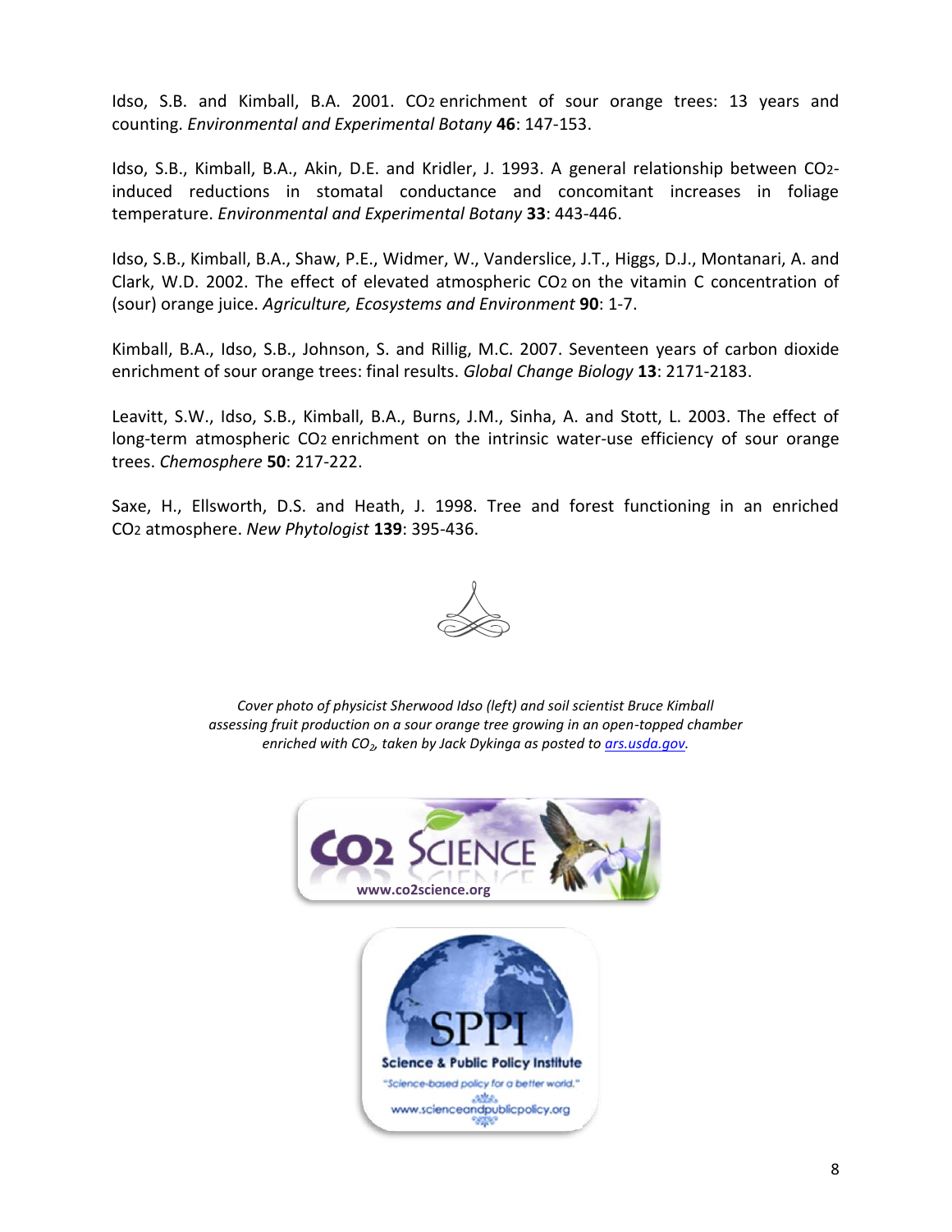Idso, S.B. and Kimball, B.A. 2001. $CO_2$ enrichment of sour orange trees: 13 years and counting. *Environmental and Experimental Botany* **46**: 147-153.

Idso, S.B., Kimball, B.A., Akin, D.E. and Kridler, J. 1993. A general relationship between $CO_2$-induced reductions in stomatal conductance and concomitant increases in foliage temperature. *Environmental and Experimental Botany* **33**: 443-446.

Idso, S.B., Kimball, B.A., Shaw, P.E., Widmer, W., Vanderslice, J.T., Higgs, D.J., Montanari, A. and Clark, W.D. 2002. The effect of elevated atmospheric $CO_2$ on the vitamin C concentration of (sour) orange juice. *Agriculture, Ecosystems and Environment* **90**: 1-7.

Kimball, B.A., Idso, S.B., Johnson, S. and Rillig, M.C. 2007. Seventeen years of carbon dioxide enrichment of sour orange trees: final results. *Global Change Biology* **13**: 2171-2183.

Leavitt, S.W., Idso, S.B., Kimball, B.A., Burns, J.M., Sinha, A. and Stott, L. 2003. The effect of long-term atmospheric $CO_2$ enrichment on the intrinsic water-use efficiency of sour orange trees. *Chemosphere* **50**: 217-222.

Saxe, H., Ellsworth, D.S. and Heath, J. 1998. Tree and forest functioning in an enriched $CO_2$ atmosphere. *New Phytologist* **139**: 395-436.

*Cover photo of physicist Sherwood Idso (left) and soil scientist Bruce Kimball assessing fruit production on a sour orange tree growing in an open-topped chamber enriched with $CO_2$, taken by Jack Dykinga as posted to ars.usda.gov.*

CO2 SCIENCE
www.co2science.org

SPPI
Science & Public Policy Institute
"Science-based policy for a better world."
www.scienceandpublicpolicy.org